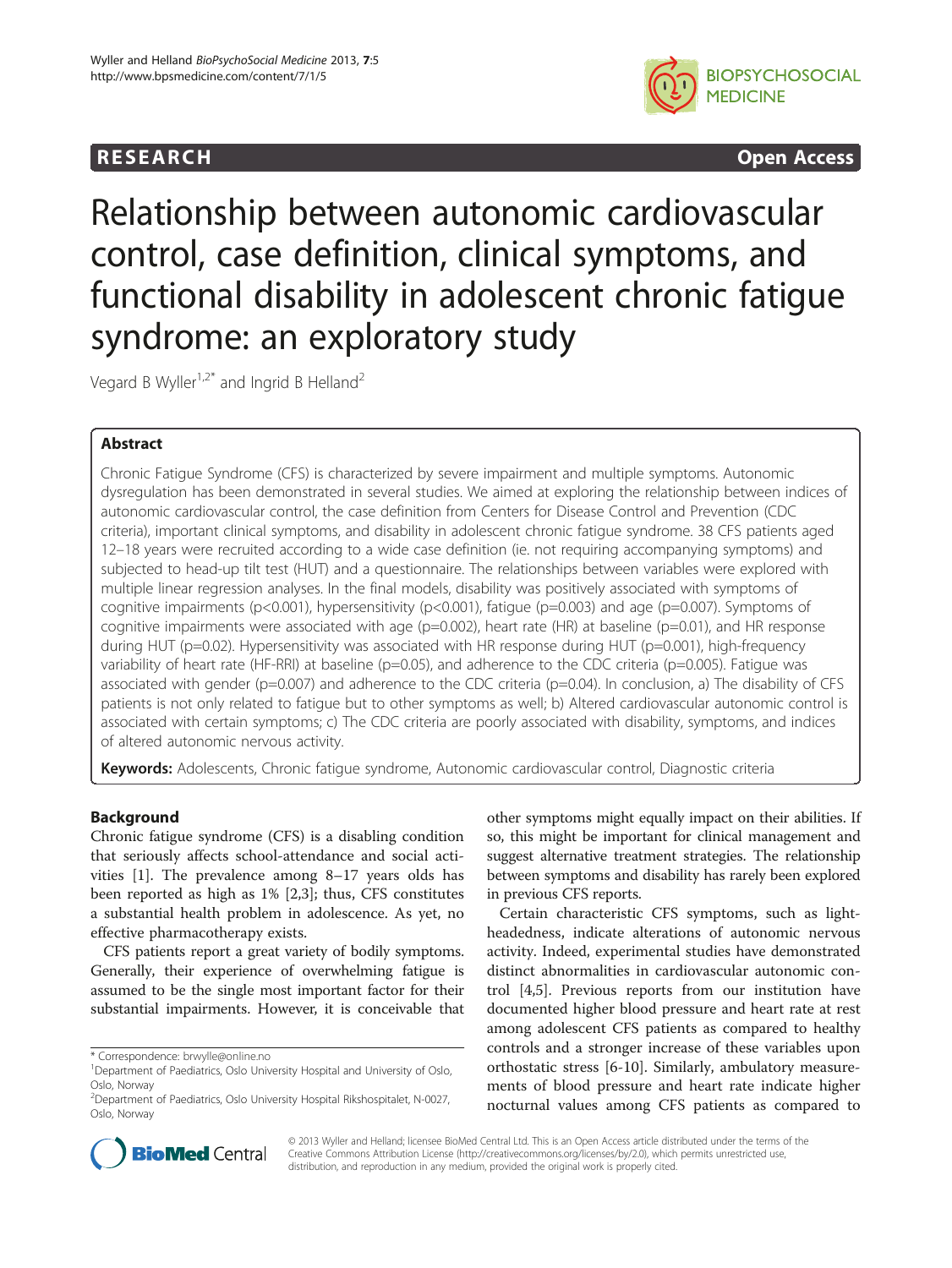RESEARCH Open Access

# Relationship between autonomic cardiovascular control, case definition, clinical symptoms, and functional disability in adolescent chronic fatigue syndrome: an exploratory study

Vegard B Wyller[1,2*] and Ingrid B Helland[2]

## Abstract

Chronic Fatigue Syndrome (CFS) is characterized by severe impairment and multiple symptoms. Autonomic dysregulation has been demonstrated in several studies. We aimed at exploring the relationship between indices of autonomic cardiovascular control, the case definition from Centers for Disease Control and Prevention (CDC criteria), important clinical symptoms, and disability in adolescent chronic fatigue syndrome. 38 CFS patients aged 12–18 years were recruited according to a wide case definition (ie. not requiring accompanying symptoms) and subjected to head-up tilt test (HUT) and a questionnaire. The relationships between variables were explored with multiple linear regression analyses. In the final models, disability was positively associated with symptoms of cognitive impairments ($p<0.001$), hypersensitivity ($p<0.001$), fatigue ($p=0.003$) and age ($p=0.007$). Symptoms of cognitive impairments were associated with age ($p=0.002$), heart rate (HR) at baseline ($p=0.01$), and HR response during HUT ($p=0.02$). Hypersensitivity was associated with HR response during HUT ($p=0.001$), high-frequency variability of heart rate (HF-RRI) at baseline ($p=0.05$), and adherence to the CDC criteria ($p=0.005$). Fatigue was associated with gender ($p=0.007$) and adherence to the CDC criteria ($p=0.04$). In conclusion, a) The disability of CFS patients is not only related to fatigue but to other symptoms as well; b) Altered cardiovascular autonomic control is associated with certain symptoms; c) The CDC criteria are poorly associated with disability, symptoms, and indices of altered autonomic nervous activity.

**Keywords:** Adolescents, Chronic fatigue syndrome, Autonomic cardiovascular control, Diagnostic criteria

## Background

Chronic fatigue syndrome (CFS) is a disabling condition that seriously affects school-attendance and social activities [1]. The prevalence among 8–17 years olds has been reported as high as 1% [2,3]; thus, CFS constitutes a substantial health problem in adolescence. As yet, no effective pharmacotherapy exists.

CFS patients report a great variety of bodily symptoms. Generally, their experience of overwhelming fatigue is assumed to be the single most important factor for their substantial impairments. However, it is conceivable that other symptoms might equally impact on their abilities. If so, this might be important for clinical management and suggest alternative treatment strategies. The relationship between symptoms and disability has rarely been explored in previous CFS reports.

Certain characteristic CFS symptoms, such as lightheadedness, indicate alterations of autonomic nervous activity. Indeed, experimental studies have demonstrated distinct abnormalities in cardiovascular autonomic control [4,5]. Previous reports from our institution have documented higher blood pressure and heart rate at rest among adolescent CFS patients as compared to healthy controls and a stronger increase of these variables upon orthostatic stress [6-10]. Similarly, ambulatory measurements of blood pressure and heart rate indicate higher nocturnal values among CFS patients as compared to

\* Correspondence: brwylle@online.no
[1]Department of Paediatrics, Oslo University Hospital and University of Oslo, Oslo, Norway
[2]Department of Paediatrics, Oslo University Hospital Rikshospitalet, N-0027, Oslo, Norway

© 2013 Wyller and Helland; licensee BioMed Central Ltd. This is an Open Access article distributed under the terms of the Creative Commons Attribution License (http://creativecommons.org/licenses/by/2.0), which permits unrestricted use, distribution, and reproduction in any medium, provided the original work is properly cited.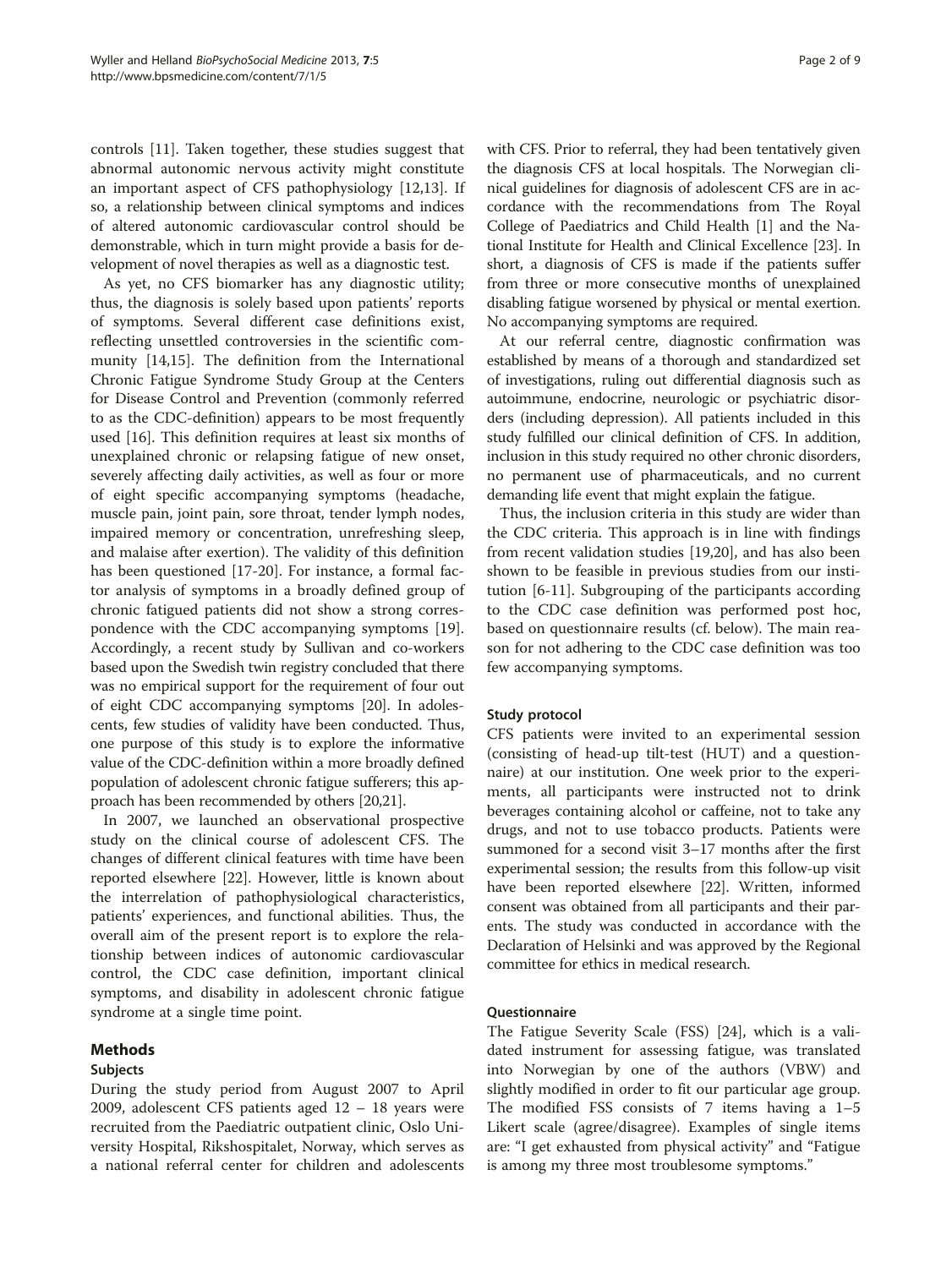controls [11]. Taken together, these studies suggest that abnormal autonomic nervous activity might constitute an important aspect of CFS pathophysiology [12,13]. If so, a relationship between clinical symptoms and indices of altered autonomic cardiovascular control should be demonstrable, which in turn might provide a basis for development of novel therapies as well as a diagnostic test.

As yet, no CFS biomarker has any diagnostic utility; thus, the diagnosis is solely based upon patients' reports of symptoms. Several different case definitions exist, reflecting unsettled controversies in the scientific community [14,15]. The definition from the International Chronic Fatigue Syndrome Study Group at the Centers for Disease Control and Prevention (commonly referred to as the CDC-definition) appears to be most frequently used [16]. This definition requires at least six months of unexplained chronic or relapsing fatigue of new onset, severely affecting daily activities, as well as four or more of eight specific accompanying symptoms (headache, muscle pain, joint pain, sore throat, tender lymph nodes, impaired memory or concentration, unrefreshing sleep, and malaise after exertion). The validity of this definition has been questioned [17-20]. For instance, a formal factor analysis of symptoms in a broadly defined group of chronic fatigued patients did not show a strong correspondence with the CDC accompanying symptoms [19]. Accordingly, a recent study by Sullivan and co-workers based upon the Swedish twin registry concluded that there was no empirical support for the requirement of four out of eight CDC accompanying symptoms [20]. In adolescents, few studies of validity have been conducted. Thus, one purpose of this study is to explore the informative value of the CDC-definition within a more broadly defined population of adolescent chronic fatigue sufferers; this approach has been recommended by others [20,21].

In 2007, we launched an observational prospective study on the clinical course of adolescent CFS. The changes of different clinical features with time have been reported elsewhere [22]. However, little is known about the interrelation of pathophysiological characteristics, patients' experiences, and functional abilities. Thus, the overall aim of the present report is to explore the relationship between indices of autonomic cardiovascular control, the CDC case definition, important clinical symptoms, and disability in adolescent chronic fatigue syndrome at a single time point.

## Methods

### Subjects

During the study period from August 2007 to April 2009, adolescent CFS patients aged 12 – 18 years were recruited from the Paediatric outpatient clinic, Oslo University Hospital, Rikshospitalet, Norway, which serves as a national referral center for children and adolescents with CFS. Prior to referral, they had been tentatively given the diagnosis CFS at local hospitals. The Norwegian clinical guidelines for diagnosis of adolescent CFS are in accordance with the recommendations from The Royal College of Paediatrics and Child Health [1] and the National Institute for Health and Clinical Excellence [23]. In short, a diagnosis of CFS is made if the patients suffer from three or more consecutive months of unexplained disabling fatigue worsened by physical or mental exertion. No accompanying symptoms are required.

At our referral centre, diagnostic confirmation was established by means of a thorough and standardized set of investigations, ruling out differential diagnosis such as autoimmune, endocrine, neurologic or psychiatric disorders (including depression). All patients included in this study fulfilled our clinical definition of CFS. In addition, inclusion in this study required no other chronic disorders, no permanent use of pharmaceuticals, and no current demanding life event that might explain the fatigue.

Thus, the inclusion criteria in this study are wider than the CDC criteria. This approach is in line with findings from recent validation studies [19,20], and has also been shown to be feasible in previous studies from our institution [6-11]. Subgrouping of the participants according to the CDC case definition was performed post hoc, based on questionnaire results (cf. below). The main reason for not adhering to the CDC case definition was too few accompanying symptoms.

### Study protocol

CFS patients were invited to an experimental session (consisting of head-up tilt-test (HUT) and a questionnaire) at our institution. One week prior to the experiments, all participants were instructed not to drink beverages containing alcohol or caffeine, not to take any drugs, and not to use tobacco products. Patients were summoned for a second visit 3–17 months after the first experimental session; the results from this follow-up visit have been reported elsewhere [22]. Written, informed consent was obtained from all participants and their parents. The study was conducted in accordance with the Declaration of Helsinki and was approved by the Regional committee for ethics in medical research.

### Questionnaire

The Fatigue Severity Scale (FSS) [24], which is a validated instrument for assessing fatigue, was translated into Norwegian by one of the authors (VBW) and slightly modified in order to fit our particular age group. The modified FSS consists of 7 items having a 1–5 Likert scale (agree/disagree). Examples of single items are: "I get exhausted from physical activity" and "Fatigue is among my three most troublesome symptoms."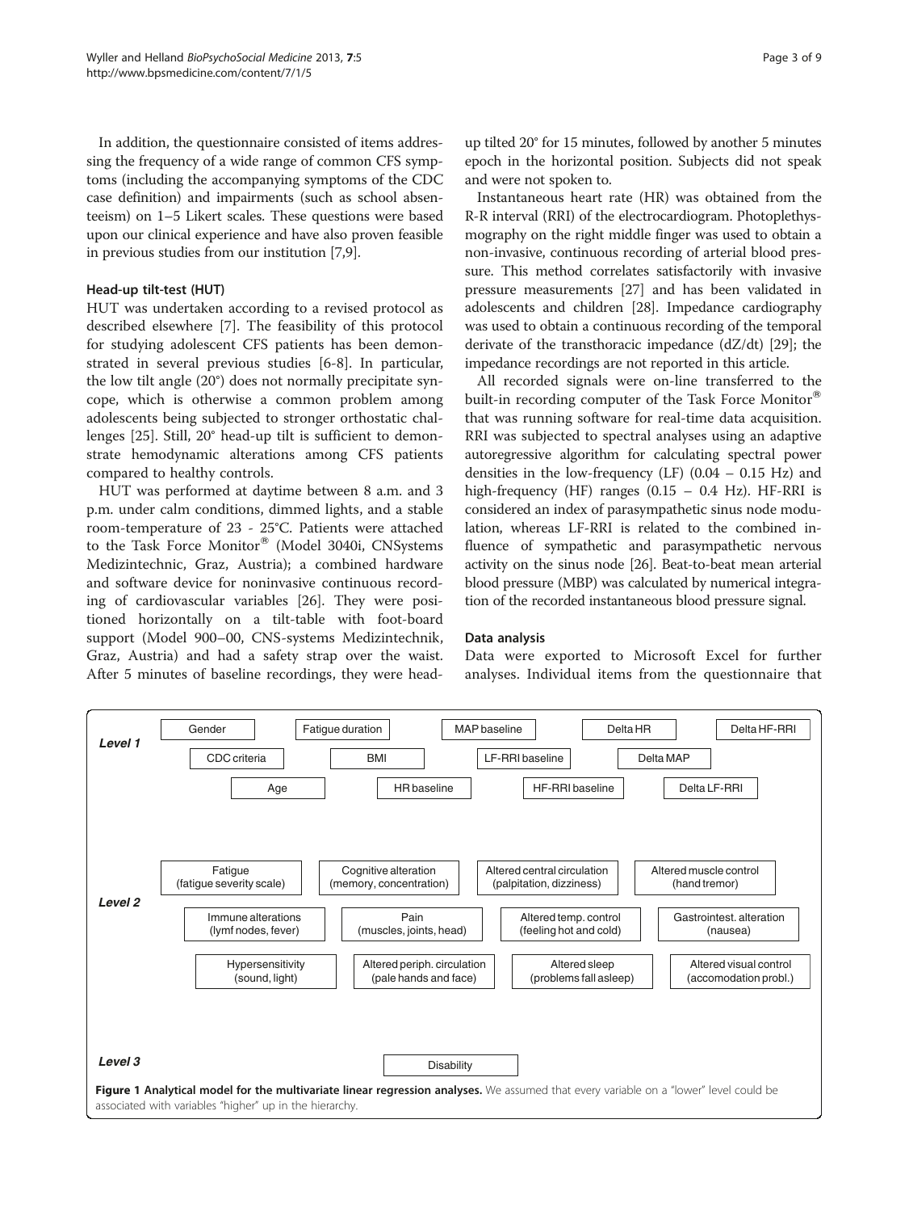In addition, the questionnaire consisted of items addressing the frequency of a wide range of common CFS symptoms (including the accompanying symptoms of the CDC case definition) and impairments (such as school absenteeism) on 1–5 Likert scales. These questions were based upon our clinical experience and have also proven feasible in previous studies from our institution [7,9].

### Head-up tilt-test (HUT)

HUT was undertaken according to a revised protocol as described elsewhere [7]. The feasibility of this protocol for studying adolescent CFS patients has been demonstrated in several previous studies [6-8]. In particular, the low tilt angle (20°) does not normally precipitate syncope, which is otherwise a common problem among adolescents being subjected to stronger orthostatic challenges [25]. Still, 20° head-up tilt is sufficient to demonstrate hemodynamic alterations among CFS patients compared to healthy controls.

HUT was performed at daytime between 8 a.m. and 3 p.m. under calm conditions, dimmed lights, and a stable room-temperature of 23 - 25°C. Patients were attached to the Task Force Monitor® (Model 3040i, CNSystems Medizintechnic, Graz, Austria); a combined hardware and software device for noninvasive continuous recording of cardiovascular variables [26]. They were positioned horizontally on a tilt-table with foot-board support (Model 900–00, CNS-systems Medizintechnik, Graz, Austria) and had a safety strap over the waist. After 5 minutes of baseline recordings, they were head-up tilted 20° for 15 minutes, followed by another 5 minutes epoch in the horizontal position. Subjects did not speak and were not spoken to.

Instantaneous heart rate (HR) was obtained from the R-R interval (RRI) of the electrocardiogram. Photoplethysmography on the right middle finger was used to obtain a non-invasive, continuous recording of arterial blood pressure. This method correlates satisfactorily with invasive pressure measurements [27] and has been validated in adolescents and children [28]. Impedance cardiography was used to obtain a continuous recording of the temporal derivate of the transthoracic impedance (dZ/dt) [29]; the impedance recordings are not reported in this article.

All recorded signals were on-line transferred to the built-in recording computer of the Task Force Monitor® that was running software for real-time data acquisition. RRI was subjected to spectral analyses using an adaptive autoregressive algorithm for calculating spectral power densities in the low-frequency (LF) (0.04 – 0.15 Hz) and high-frequency (HF) ranges (0.15 – 0.4 Hz). HF-RRI is considered an index of parasympathetic sinus node modulation, whereas LF-RRI is related to the combined influence of sympathetic and parasympathetic nervous activity on the sinus node [26]. Beat-to-beat mean arterial blood pressure (MBP) was calculated by numerical integration of the recorded instantaneous blood pressure signal.

### Data analysis

Data were exported to Microsoft Excel for further analyses. Individual items from the questionnaire that

**Level 1**: Gender; Fatigue duration; MAP baseline; Delta HR; Delta HF-RRI; CDC criteria; BMI; LF-RRI baseline; Delta MAP; Age; HR baseline; HF-RRI baseline; Delta LF-RRI

**Level 2**: Fatigue (fatigue severity scale); Cognitive alteration (memory, concentration); Altered central circulation (palpitation, dizziness); Altered muscle control (hand tremor); Immune alterations (lymf nodes, fever); Pain (muscles, joints, head); Altered temp. control (feeling hot and cold); Gastrointest. alteration (nausea); Hypersensitivity (sound, light); Altered periph. circulation (pale hands and face); Altered sleep (problems fall asleep); Altered visual control (accomodation probl.)

**Level 3**: Disability

**Figure 1 Analytical model for the multivariate linear regression analyses.** We assumed that every variable on a "lower" level could be associated with variables "higher" up in the hierarchy.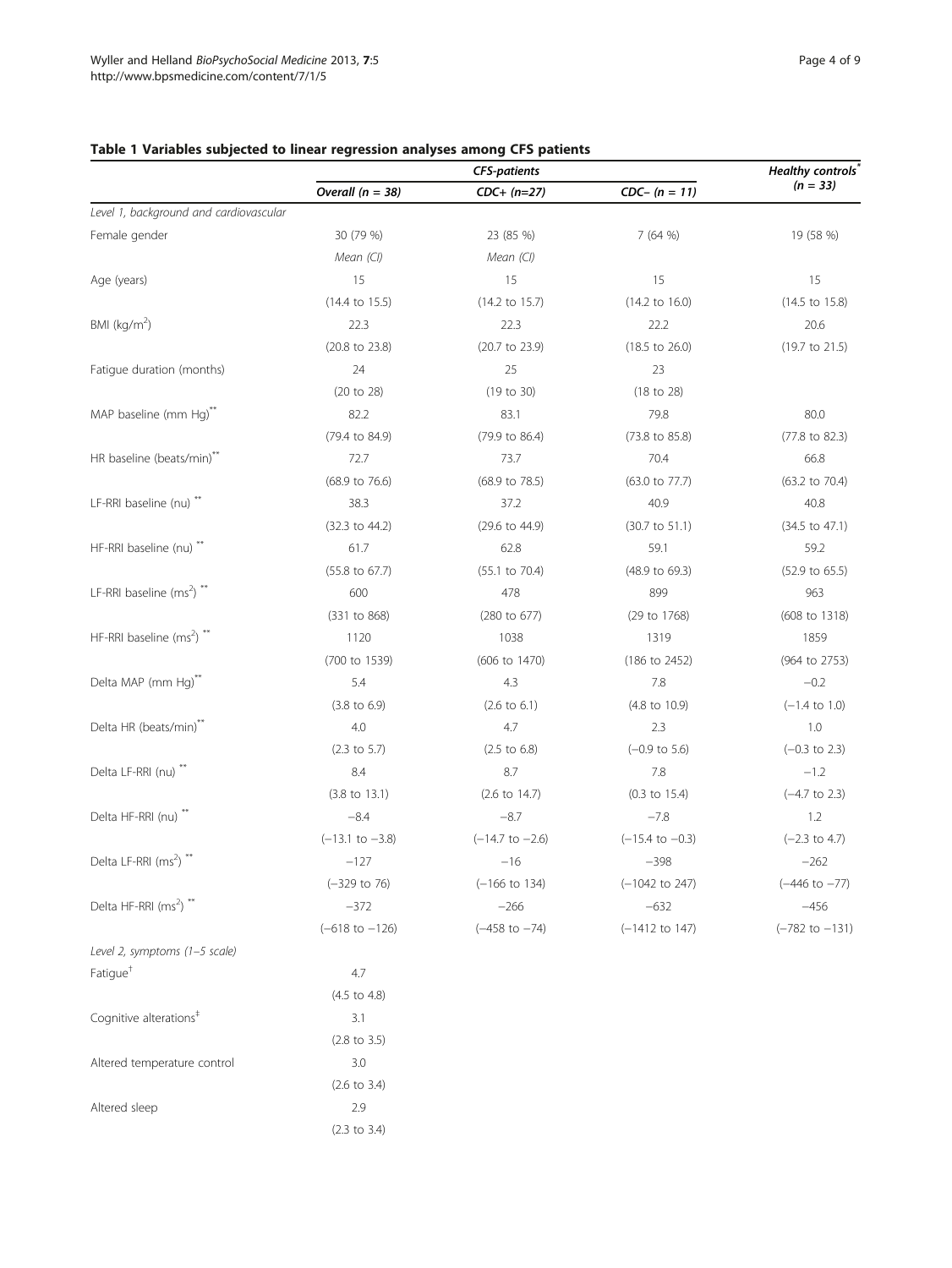### Table 1 Variables subjected to linear regression analyses among CFS patients

| | CFS-patients | | | Healthy controls* |
|---|---|---|---|---|
| | Overall (n = 38) | CDC+ (n=27) | CDC– (n = 11) | (n = 33) |
| *Level 1, background and cardiovascular* | | | | |
| Female gender | 30 (79 %) | 23 (85 %) | 7 (64 %) | 19 (58 %) |
| | Mean (CI) | Mean (CI) | | |
| Age (years) | 15 | 15 | 15 | 15 |
| | (14.4 to 15.5) | (14.2 to 15.7) | (14.2 to 16.0) | (14.5 to 15.8) |
| BMI (kg/m$^2$) | 22.3 | 22.3 | 22.2 | 20.6 |
| | (20.8 to 23.8) | (20.7 to 23.9) | (18.5 to 26.0) | (19.7 to 21.5) |
| Fatigue duration (months) | 24 | 25 | 23 | |
| | (20 to 28) | (19 to 30) | (18 to 28) | |
| MAP baseline (mm Hg)** | 82.2 | 83.1 | 79.8 | 80.0 |
| | (79.4 to 84.9) | (79.9 to 86.4) | (73.8 to 85.8) | (77.8 to 82.3) |
| HR baseline (beats/min)** | 72.7 | 73.7 | 70.4 | 66.8 |
| | (68.9 to 76.6) | (68.9 to 78.5) | (63.0 to 77.7) | (63.2 to 70.4) |
| LF-RRI baseline (nu) ** | 38.3 | 37.2 | 40.9 | 40.8 |
| | (32.3 to 44.2) | (29.6 to 44.9) | (30.7 to 51.1) | (34.5 to 47.1) |
| HF-RRI baseline (nu) ** | 61.7 | 62.8 | 59.1 | 59.2 |
| | (55.8 to 67.7) | (55.1 to 70.4) | (48.9 to 69.3) | (52.9 to 65.5) |
| LF-RRI baseline (ms$^2$) ** | 600 | 478 | 899 | 963 |
| | (331 to 868) | (280 to 677) | (29 to 1768) | (608 to 1318) |
| HF-RRI baseline (ms$^2$) ** | 1120 | 1038 | 1319 | 1859 |
| | (700 to 1539) | (606 to 1470) | (186 to 2452) | (964 to 2753) |
| Delta MAP (mm Hg)** | 5.4 | 4.3 | 7.8 | −0.2 |
| | (3.8 to 6.9) | (2.6 to 6.1) | (4.8 to 10.9) | (−1.4 to 1.0) |
| Delta HR (beats/min)** | 4.0 | 4.7 | 2.3 | 1.0 |
| | (2.3 to 5.7) | (2.5 to 6.8) | (−0.9 to 5.6) | (−0.3 to 2.3) |
| Delta LF-RRI (nu) ** | 8.4 | 8.7 | 7.8 | −1.2 |
| | (3.8 to 13.1) | (2.6 to 14.7) | (0.3 to 15.4) | (−4.7 to 2.3) |
| Delta HF-RRI (nu) ** | −8.4 | −8.7 | −7.8 | 1.2 |
| | (−13.1 to −3.8) | (−14.7 to −2.6) | (−15.4 to −0.3) | (−2.3 to 4.7) |
| Delta LF-RRI (ms$^2$) ** | −127 | −16 | −398 | −262 |
| | (−329 to 76) | (−166 to 134) | (−1042 to 247) | (−446 to −77) |
| Delta HF-RRI (ms$^2$) ** | −372 | −266 | −632 | −456 |
| | (−618 to −126) | (−458 to −74) | (−1412 to 147) | (−782 to −131) |
| *Level 2, symptoms (1–5 scale)* | | | | |
| Fatigue† | 4.7 | | | |
| | (4.5 to 4.8) | | | |
| Cognitive alterations‡ | 3.1 | | | |
| | (2.8 to 3.5) | | | |
| Altered temperature control | 3.0 | | | |
| | (2.6 to 3.4) | | | |
| Altered sleep | 2.9 | | | |
| | (2.3 to 3.4) | | | |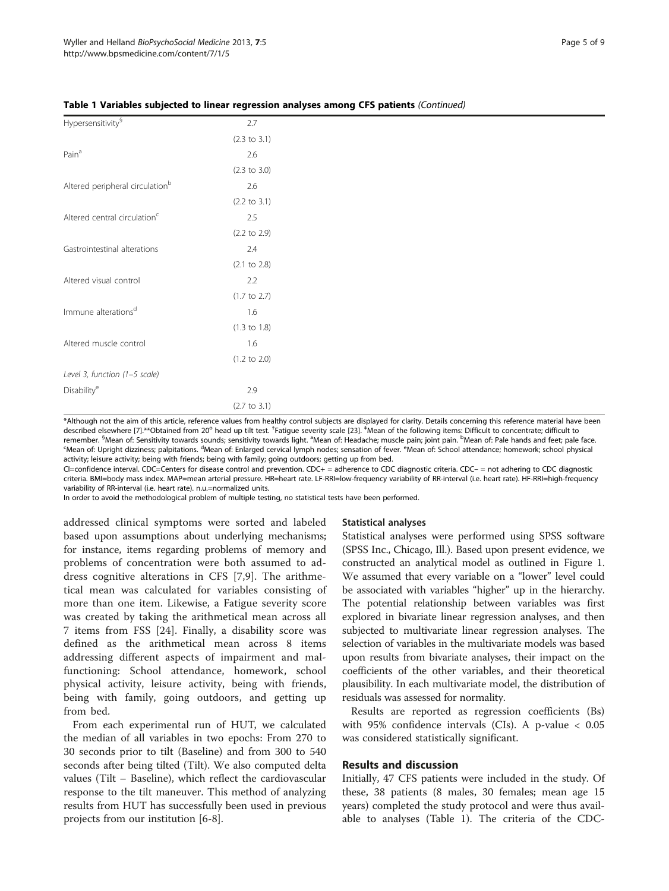**Table 1 Variables subjected to linear regression analyses among CFS patients** *(Continued)*

| | |
|---|---|
| Hypersensitivity[§] | 2.7 |
| | (2.3 to 3.1) |
| Pain[a] | 2.6 |
| | (2.3 to 3.0) |
| Altered peripheral circulation[b] | 2.6 |
| | (2.2 to 3.1) |
| Altered central circulation[c] | 2.5 |
| | (2.2 to 2.9) |
| Gastrointestinal alterations | 2.4 |
| | (2.1 to 2.8) |
| Altered visual control | 2.2 |
| | (1.7 to 2.7) |
| Immune alterations[d] | 1.6 |
| | (1.3 to 1.8) |
| Altered muscle control | 1.6 |
| | (1.2 to 2.0) |
| *Level 3, function (1–5 scale)* | |
| Disability[e] | 2.9 |
| | (2.7 to 3.1) |

*Although not the aim of this article, reference values from healthy control subjects are displayed for clarity. Details concerning this reference material have been described elsewhere [7].**Obtained from 20° head up tilt test. [†]Fatigue severity scale [23]. [‡]Mean of the following items: Difficult to concentrate; difficult to remember. [§]Mean of: Sensitivity towards sounds; sensitivity towards light. [a]Mean of: Headache; muscle pain; joint pain. [b]Mean of: Pale hands and feet; pale face. [c]Mean of: Upright dizziness; palpitations. [d]Mean of: Enlarged cervical lymph nodes; sensation of fever. [e]Mean of: School attendance; homework; school physical activity; leisure activity; being with friends; being with family; going outdoors; getting up from bed.

CI=confidence interval. CDC=Centers for disease control and prevention. CDC+ = adherence to CDC diagnostic criteria. CDC− = not adhering to CDC diagnostic criteria. BMI=body mass index. MAP=mean arterial pressure. HR=heart rate. LF-RRI=low-frequency variability of RR-interval (i.e. heart rate). HF-RRI=high-frequency variability of RR-interval (i.e. heart rate). n.u.=normalized units.

In order to avoid the methodological problem of multiple testing, no statistical tests have been performed.

addressed clinical symptoms were sorted and labeled based upon assumptions about underlying mechanisms; for instance, items regarding problems of memory and problems of concentration were both assumed to address cognitive alterations in CFS [7,9]. The arithmetical mean was calculated for variables consisting of more than one item. Likewise, a Fatigue severity score was created by taking the arithmetical mean across all 7 items from FSS [24]. Finally, a disability score was defined as the arithmetical mean across 8 items addressing different aspects of impairment and malfunctioning: School attendance, homework, school physical activity, leisure activity, being with friends, being with family, going outdoors, and getting up from bed.

From each experimental run of HUT, we calculated the median of all variables in two epochs: From 270 to 30 seconds prior to tilt (Baseline) and from 300 to 540 seconds after being tilted (Tilt). We also computed delta values (Tilt – Baseline), which reflect the cardiovascular response to the tilt maneuver. This method of analyzing results from HUT has successfully been used in previous projects from our institution [6-8].

### Statistical analyses

Statistical analyses were performed using SPSS software (SPSS Inc., Chicago, Ill.). Based upon present evidence, we constructed an analytical model as outlined in Figure 1. We assumed that every variable on a "lower" level could be associated with variables "higher" up in the hierarchy. The potential relationship between variables was first explored in bivariate linear regression analyses, and then subjected to multivariate linear regression analyses. The selection of variables in the multivariate models was based upon results from bivariate analyses, their impact on the coefficients of the other variables, and their theoretical plausibility. In each multivariate model, the distribution of residuals was assessed for normality.

Results are reported as regression coefficients (Bs) with 95% confidence intervals (CIs). A p-value $< 0.05$ was considered statistically significant.

## Results and discussion

Initially, 47 CFS patients were included in the study. Of these, 38 patients (8 males, 30 females; mean age 15 years) completed the study protocol and were thus available to analyses (Table 1). The criteria of the CDC-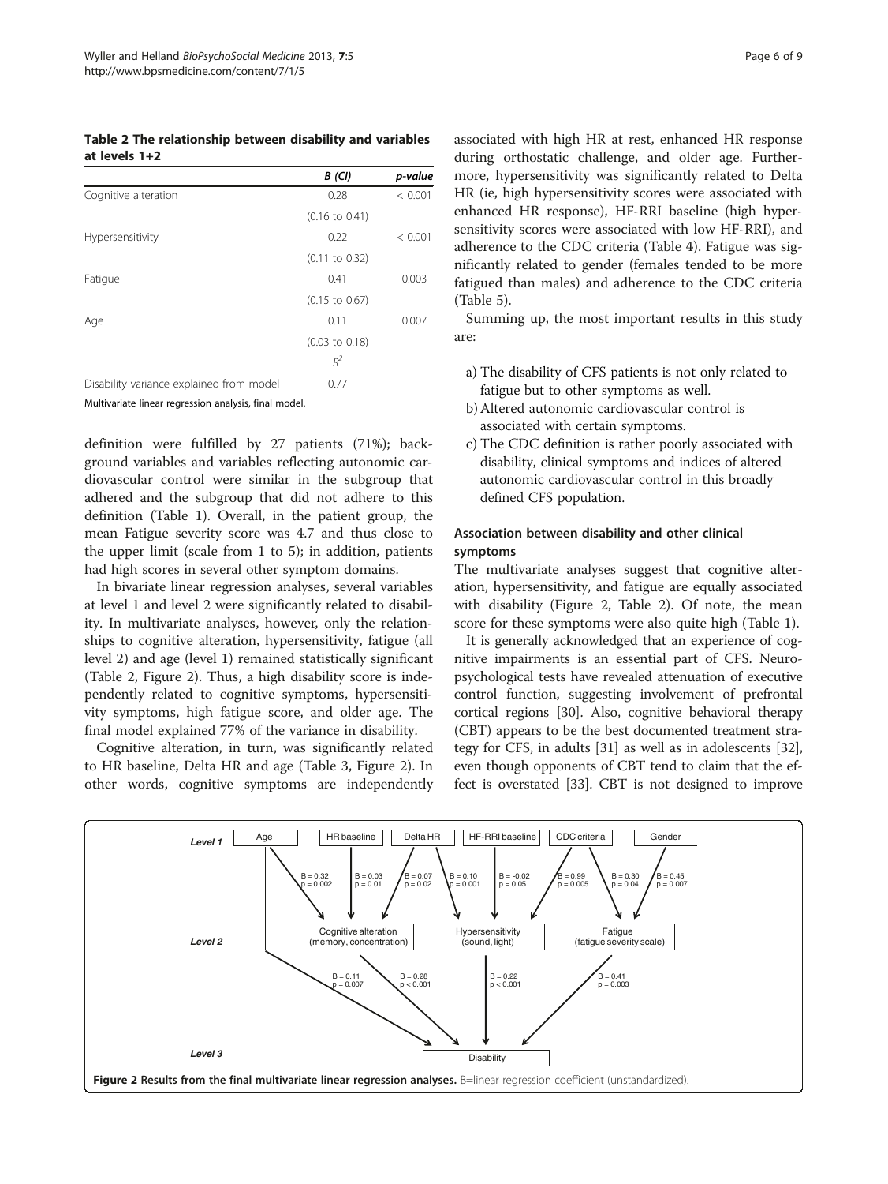**Table 2 The relationship between disability and variables at levels 1+2**

| | *B (CI)* | *p-value* |
|---|---|---|
| Cognitive alteration | 0.28 | < 0.001 |
| | (0.16 to 0.41) | |
| Hypersensitivity | 0.22 | < 0.001 |
| | (0.11 to 0.32) | |
| Fatigue | 0.41 | 0.003 |
| | (0.15 to 0.67) | |
| Age | 0.11 | 0.007 |
| | (0.03 to 0.18) | |
| | $R^2$ | |
| Disability variance explained from model | 0.77 | |

Multivariate linear regression analysis, final model.

definition were fulfilled by 27 patients (71%); background variables and variables reflecting autonomic cardiovascular control were similar in the subgroup that adhered and the subgroup that did not adhere to this definition (Table 1). Overall, in the patient group, the mean Fatigue severity score was 4.7 and thus close to the upper limit (scale from 1 to 5); in addition, patients had high scores in several other symptom domains.

In bivariate linear regression analyses, several variables at level 1 and level 2 were significantly related to disability. In multivariate analyses, however, only the relationships to cognitive alteration, hypersensitivity, fatigue (all level 2) and age (level 1) remained statistically significant (Table 2, Figure 2). Thus, a high disability score is independently related to cognitive symptoms, hypersensitivity symptoms, high fatigue score, and older age. The final model explained 77% of the variance in disability.

Cognitive alteration, in turn, was significantly related to HR baseline, Delta HR and age (Table 3, Figure 2). In other words, cognitive symptoms are independently associated with high HR at rest, enhanced HR response during orthostatic challenge, and older age. Furthermore, hypersensitivity was significantly related to Delta HR (ie, high hypersensitivity scores were associated with enhanced HR response), HF-RRI baseline (high hypersensitivity scores were associated with low HF-RRI), and adherence to the CDC criteria (Table 4). Fatigue was significantly related to gender (females tended to be more fatigued than males) and adherence to the CDC criteria (Table 5).

Summing up, the most important results in this study are:

a) The disability of CFS patients is not only related to fatigue but to other symptoms as well.
b) Altered autonomic cardiovascular control is associated with certain symptoms.
c) The CDC definition is rather poorly associated with disability, clinical symptoms and indices of altered autonomic cardiovascular control in this broadly defined CFS population.

### Association between disability and other clinical symptoms

The multivariate analyses suggest that cognitive alteration, hypersensitivity, and fatigue are equally associated with disability (Figure 2, Table 2). Of note, the mean score for these symptoms were also quite high (Table 1).

It is generally acknowledged that an experience of cognitive impairments is an essential part of CFS. Neuropsychological tests have revealed attenuation of executive control function, suggesting involvement of prefrontal cortical regions [30]. Also, cognitive behavioral therapy (CBT) appears to be the best documented treatment strategy for CFS, in adults [31] as well as in adolescents [32], even though opponents of CBT tend to claim that the effect is overstated [33]. CBT is not designed to improve

**Figure 2 Results from the final multivariate linear regression analyses.** B=linear regression coefficient (unstandardized).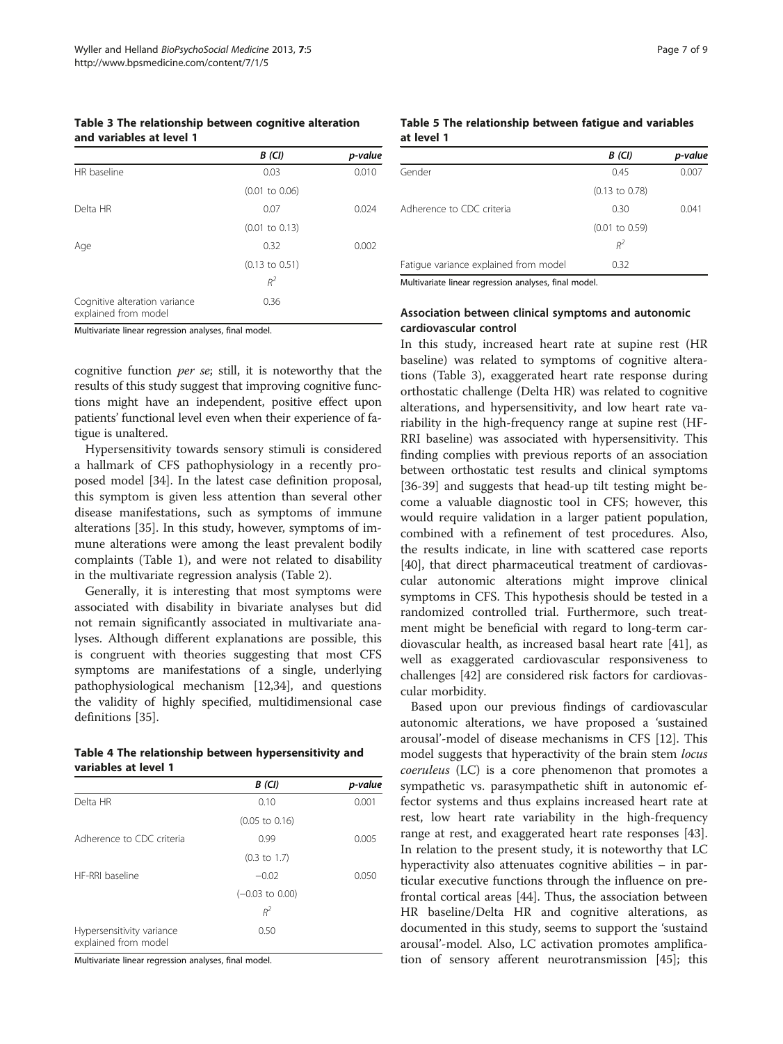**Table 3 The relationship between cognitive alteration and variables at level 1**

| | *B (CI)* | *p-value* |
|---|---|---|
| HR baseline | 0.03 | 0.010 |
| | (0.01 to 0.06) | |
| Delta HR | 0.07 | 0.024 |
| | (0.01 to 0.13) | |
| Age | 0.32 | 0.002 |
| | (0.13 to 0.51) | |
| | $R^2$ | |
| Cognitive alteration variance explained from model | 0.36 | |

Multivariate linear regression analyses, final model.

cognitive function *per se*; still, it is noteworthy that the results of this study suggest that improving cognitive functions might have an independent, positive effect upon patients' functional level even when their experience of fatigue is unaltered.

Hypersensitivity towards sensory stimuli is considered a hallmark of CFS pathophysiology in a recently proposed model [34]. In the latest case definition proposal, this symptom is given less attention than several other disease manifestations, such as symptoms of immune alterations [35]. In this study, however, symptoms of immune alterations were among the least prevalent bodily complaints (Table 1), and were not related to disability in the multivariate regression analysis (Table 2).

Generally, it is interesting that most symptoms were associated with disability in bivariate analyses but did not remain significantly associated in multivariate analyses. Although different explanations are possible, this is congruent with theories suggesting that most CFS symptoms are manifestations of a single, underlying pathophysiological mechanism [12,34], and questions the validity of highly specified, multidimensional case definitions [35].

**Table 4 The relationship between hypersensitivity and variables at level 1**

| | *B (CI)* | *p-value* |
|---|---|---|
| Delta HR | 0.10 | 0.001 |
| | (0.05 to 0.16) | |
| Adherence to CDC criteria | 0.99 | 0.005 |
| | (0.3 to 1.7) | |
| HF-RRI baseline | −0.02 | 0.050 |
| | (−0.03 to 0.00) | |
| | $R^2$ | |
| Hypersensitivity variance explained from model | 0.50 | |

Multivariate linear regression analyses, final model.

**Table 5 The relationship between fatigue and variables at level 1**

| | *B (CI)* | *p-value* |
|---|---|---|
| Gender | 0.45 | 0.007 |
| | (0.13 to 0.78) | |
| Adherence to CDC criteria | 0.30 | 0.041 |
| | (0.01 to 0.59) | |
| | $R^2$ | |
| Fatigue variance explained from model | 0.32 | |

Multivariate linear regression analyses, final model.

### Association between clinical symptoms and autonomic cardiovascular control

In this study, increased heart rate at supine rest (HR baseline) was related to symptoms of cognitive alterations (Table 3), exaggerated heart rate response during orthostatic challenge (Delta HR) was related to cognitive alterations, and hypersensitivity, and low heart rate variability in the high-frequency range at supine rest (HF-RRI baseline) was associated with hypersensitivity. This finding complies with previous reports of an association between orthostatic test results and clinical symptoms [36-39] and suggests that head-up tilt testing might become a valuable diagnostic tool in CFS; however, this would require validation in a larger patient population, combined with a refinement of test procedures. Also, the results indicate, in line with scattered case reports [40], that direct pharmaceutical treatment of cardiovascular autonomic alterations might improve clinical symptoms in CFS. This hypothesis should be tested in a randomized controlled trial. Furthermore, such treatment might be beneficial with regard to long-term cardiovascular health, as increased basal heart rate [41], as well as exaggerated cardiovascular responsiveness to challenges [42] are considered risk factors for cardiovascular morbidity.

Based upon our previous findings of cardiovascular autonomic alterations, we have proposed a 'sustained arousal'-model of disease mechanisms in CFS [12]. This model suggests that hyperactivity of the brain stem *locus coeruleus* (LC) is a core phenomenon that promotes a sympathetic vs. parasympathetic shift in autonomic effector systems and thus explains increased heart rate at rest, low heart rate variability in the high-frequency range at rest, and exaggerated heart rate responses [43]. In relation to the present study, it is noteworthy that LC hyperactivity also attenuates cognitive abilities – in particular executive functions through the influence on prefrontal cortical areas [44]. Thus, the association between HR baseline/Delta HR and cognitive alterations, as documented in this study, seems to support the 'sustaind arousal'-model. Also, LC activation promotes amplification of sensory afferent neurotransmission [45]; this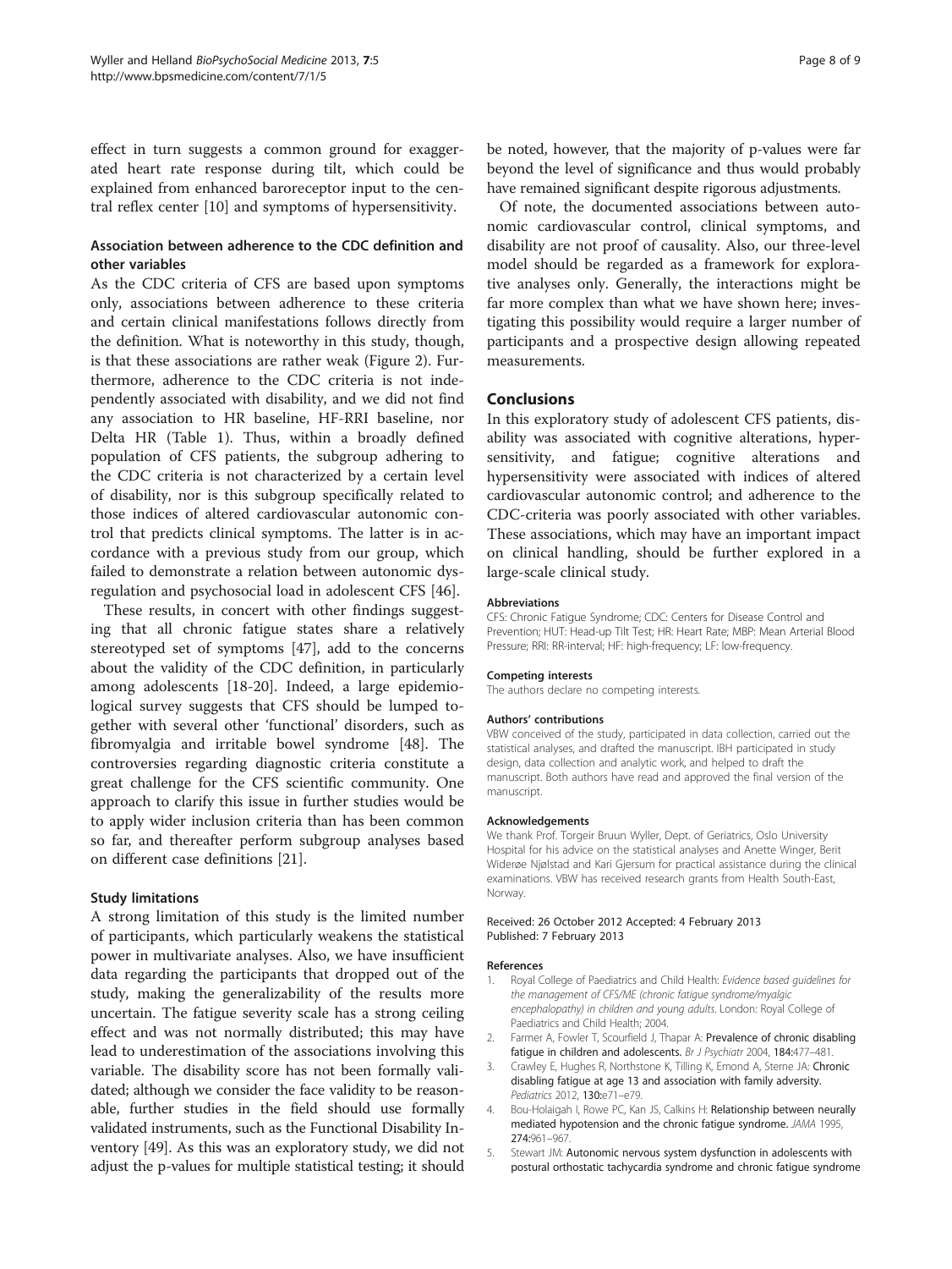effect in turn suggests a common ground for exaggerated heart rate response during tilt, which could be explained from enhanced baroreceptor input to the central reflex center [10] and symptoms of hypersensitivity.

### Association between adherence to the CDC definition and other variables

As the CDC criteria of CFS are based upon symptoms only, associations between adherence to these criteria and certain clinical manifestations follows directly from the definition. What is noteworthy in this study, though, is that these associations are rather weak (Figure 2). Furthermore, adherence to the CDC criteria is not independently associated with disability, and we did not find any association to HR baseline, HF-RRI baseline, nor Delta HR (Table 1). Thus, within a broadly defined population of CFS patients, the subgroup adhering to the CDC criteria is not characterized by a certain level of disability, nor is this subgroup specifically related to those indices of altered cardiovascular autonomic control that predicts clinical symptoms. The latter is in accordance with a previous study from our group, which failed to demonstrate a relation between autonomic dysregulation and psychosocial load in adolescent CFS [46].

These results, in concert with other findings suggesting that all chronic fatigue states share a relatively stereotyped set of symptoms [47], add to the concerns about the validity of the CDC definition, in particularly among adolescents [18-20]. Indeed, a large epidemiological survey suggests that CFS should be lumped together with several other 'functional' disorders, such as fibromyalgia and irritable bowel syndrome [48]. The controversies regarding diagnostic criteria constitute a great challenge for the CFS scientific community. One approach to clarify this issue in further studies would be to apply wider inclusion criteria than has been common so far, and thereafter perform subgroup analyses based on different case definitions [21].

### Study limitations

A strong limitation of this study is the limited number of participants, which particularly weakens the statistical power in multivariate analyses. Also, we have insufficient data regarding the participants that dropped out of the study, making the generalizability of the results more uncertain. The fatigue severity scale has a strong ceiling effect and was not normally distributed; this may have lead to underestimation of the associations involving this variable. The disability score has not been formally validated; although we consider the face validity to be reasonable, further studies in the field should use formally validated instruments, such as the Functional Disability Inventory [49]. As this was an exploratory study, we did not adjust the p-values for multiple statistical testing; it should be noted, however, that the majority of p-values were far beyond the level of significance and thus would probably have remained significant despite rigorous adjustments.

Of note, the documented associations between autonomic cardiovascular control, clinical symptoms, and disability are not proof of causality. Also, our three-level model should be regarded as a framework for explorative analyses only. Generally, the interactions might be far more complex than what we have shown here; investigating this possibility would require a larger number of participants and a prospective design allowing repeated measurements.

## Conclusions

In this exploratory study of adolescent CFS patients, disability was associated with cognitive alterations, hypersensitivity, and fatigue; cognitive alterations and hypersensitivity were associated with indices of altered cardiovascular autonomic control; and adherence to the CDC-criteria was poorly associated with other variables. These associations, which may have an important impact on clinical handling, should be further explored in a large-scale clinical study.

#### Abbreviations

CFS: Chronic Fatigue Syndrome; CDC: Centers for Disease Control and Prevention; HUT: Head-up Tilt Test; HR: Heart Rate; MBP: Mean Arterial Blood Pressure; RRI: RR-interval; HF: high-frequency; LF: low-frequency.

#### Competing interests

The authors declare no competing interests.

#### Authors' contributions

VBW conceived of the study, participated in data collection, carried out the statistical analyses, and drafted the manuscript. IBH participated in study design, data collection and analytic work, and helped to draft the manuscript. Both authors have read and approved the final version of the manuscript.

#### Acknowledgements

We thank Prof. Torgeir Bruun Wyller, Dept. of Geriatrics, Oslo University Hospital for his advice on the statistical analyses and Anette Winger, Berit Widerøe Njølstad and Kari Gjersum for practical assistance during the clinical examinations. VBW has received research grants from Health South-East, Norway.

Received: 26 October 2012 Accepted: 4 February 2013
Published: 7 February 2013

#### References

1. Royal College of Paediatrics and Child Health: *Evidence based guidelines for the management of CFS/ME (chronic fatigue syndrome/myalgic encephalopathy) in children and young adults*. London: Royal College of Paediatrics and Child Health; 2004.
2. Farmer A, Fowler T, Scourfield J, Thapar A: **Prevalence of chronic disabling fatigue in children and adolescents.** *Br J Psychiatr* 2004, **184:**477–481.
3. Crawley E, Hughes R, Northstone K, Tilling K, Emond A, Sterne JA: **Chronic disabling fatigue at age 13 and association with family adversity.** *Pediatrics* 2012, **130:**e71–e79.
4. Bou-Holaigah I, Rowe PC, Kan JS, Calkins H: **Relationship between neurally mediated hypotension and the chronic fatigue syndrome.** *JAMA* 1995, **274:**961–967.
5. Stewart JM: **Autonomic nervous system dysfunction in adolescents with postural orthostatic tachycardia syndrome and chronic fatigue syndrome**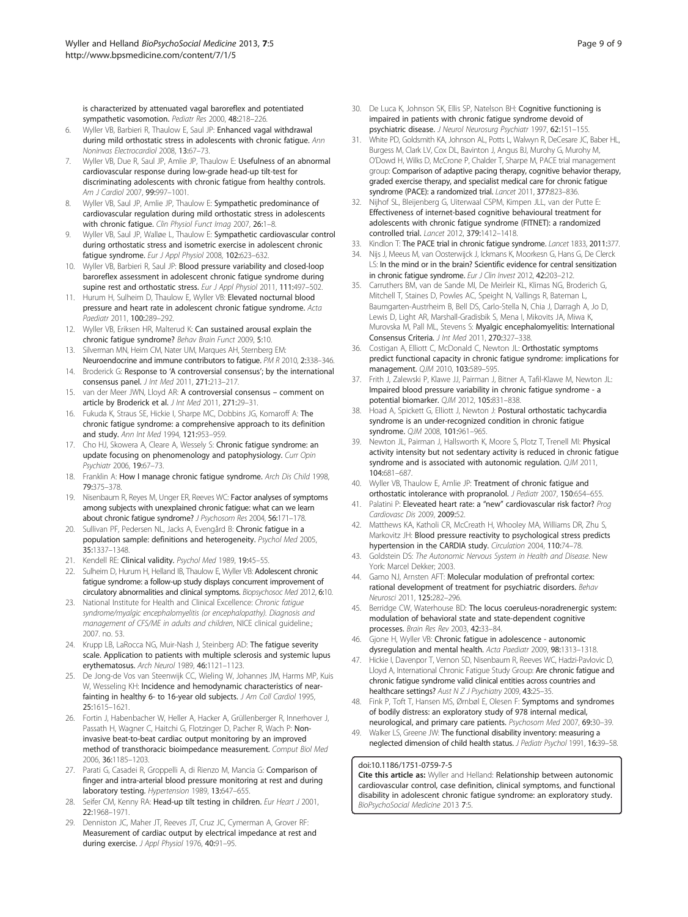is characterized by attenuated vagal baroreflex and potentiated sympathetic vasomotion. *Pediatr Res* 2000, **48:**218–226.

6. Wyller VB, Barbieri R, Thaulow E, Saul JP: **Enhanced vagal withdrawal during mild orthostatic stress in adolescents with chronic fatigue.** *Ann Noninvas Electrocardiol* 2008, **13:**67–73.
7. Wyller VB, Due R, Saul JP, Amlie JP, Thaulow E: **Usefulness of an abnormal cardiovascular response during low-grade head-up tilt-test for discriminating adolescents with chronic fatigue from healthy controls.** *Am J Cardiol* 2007, **99:**997–1001.
8. Wyller VB, Saul JP, Amlie JP, Thaulow E: **Sympathetic predominance of cardiovascular regulation during mild orthostatic stress in adolescents with chronic fatigue.** *Clin Physiol Funct Imag* 2007, **26:**1–8.
9. Wyller VB, Saul JP, Walløe L, Thaulow E: **Sympathetic cardiovascular control during orthostatic stress and isometric exercise in adolescent chronic fatigue syndrome.** *Eur J Appl Physiol* 2008, **102:**623–632.
10. Wyller VB, Barbieri R, Saul JP: **Blood pressure variability and closed-loop baroreflex assessment in adolescent chronic fatigue syndrome during supine rest and orthostatic stress.** *Eur J Appl Physiol* 2011, **111:**497–502.
11. Hurum H, Sulheim D, Thaulow E, Wyller VB: **Elevated nocturnal blood pressure and heart rate in adolescent chronic fatigue syndrome.** *Acta Paediatr* 2011, **100:**289–292.
12. Wyller VB, Eriksen HR, Malterud K: **Can sustained arousal explain the chronic fatigue syndrome?** *Behav Brain Funct* 2009, **5:**10.
13. Silverman MN, Heim CM, Nater UM, Marques AH, Sternberg EM: **Neuroendocrine and immune contributors to fatigue.** *PM R* 2010, **2:**338–346.
14. Broderick G: **Response to 'A controversial consensus'; by the international consensus panel.** *J Int Med* 2011, **271:**213–217.
15. van der Meer JWN, Lloyd AR: **A controversial consensus – comment on article by Broderick et al.** *J Int Med* 2011, **271:**29–31.
16. Fukuda K, Straus SE, Hickie I, Sharpe MC, Dobbins JG, Komaroff A: **The chronic fatigue syndrome: a comprehensive approach to its definition and study.** *Ann Int Med* 1994, **121:**953–959.
17. Cho HJ, Skowera A, Cleare A, Wessely S: **Chronic fatigue syndrome: an update focusing on phenomenology and pathophysiology.** *Curr Opin Psychiatr* 2006, **19:**67–73.
18. Franklin A: **How I manage chronic fatigue syndrome.** *Arch Dis Child* 1998, **79:**375–378.
19. Nisenbaum R, Reyes M, Unger ER, Reeves WC: **Factor analyses of symptoms among subjects with unexplained chronic fatigue: what can we learn about chronic fatigue syndrome?** *J Psychosom Res* 2004, **56:**171–178.
20. Sullivan PF, Pedersen NL, Jacks A, Evengård B: **Chronic fatigue in a population sample: definitions and heterogeneity.** *Psychol Med* 2005, **35:**1337–1348.
21. Kendell RE: **Clinical validity.** *Psychol Med* 1989, **19:**45–55.
22. Sulheim D, Hurum H, Helland IB, Thaulow E, Wyller VB: **Adolescent chronic fatigue syndrome: a follow-up study displays concurrent improvement of circulatory abnormalities and clinical symptoms.** *Biopsychosoc Med* 2012, **6:**10.
23. National Institute for Health and Clinical Excellence: *Chronic fatigue syndrome/myalgic encephalomyelitis (or encephalopathy). Diagnosis and management of CFS/ME in adults and children*, NICE clinical guideline.; 2007. no. 53.
24. Krupp LB, LaRocca NG, Muir-Nash J, Steinberg AD: **The fatigue severity scale. Application to patients with multiple sclerosis and systemic lupus erythematosus.** *Arch Neurol* 1989, **46:**1121–1123.
25. De Jong-de Vos van Steenwijk CC, Wieling W, Johannes JM, Harms MP, Kuis W, Wesseling KH: **Incidence and hemodynamic characteristics of near-fainting in healthy 6- to 16-year old subjects.** *J Am Coll Cardiol* 1995, **25:**1615–1621.
26. Fortin J, Habenbacher W, Heller A, Hacker A, Grüllenberger R, Innerhover J, Passath H, Wagner C, Haitchi G, Flotzinger D, Pacher R, Wach P: **Non-invasive beat-to-beat cardiac output monitoring by an improved method of transthoracic bioimpedance measurement.** *Comput Biol Med* 2006, **36:**1185–1203.
27. Parati G, Casadei R, Groppelli A, di Rienzo M, Mancia G: **Comparison of finger and intra-arterial blood pressure monitoring at rest and during laboratory testing.** *Hypertension* 1989, **13:**647–655.
28. Seifer CM, Kenny RA: **Head-up tilt testing in children.** *Eur Heart J* 2001, **22:**1968–1971.
29. Denniston JC, Maher JT, Reeves JT, Cruz JC, Cymerman A, Grover RF: **Measurement of cardiac output by electrical impedance at rest and during exercise.** *J Appl Physiol* 1976, **40:**91–95.
30. De Luca K, Johnson SK, Ellis SP, Natelson BH: **Cognitive functioning is impaired in patients with chronic fatigue syndrome devoid of psychiatric disease.** *J Neurol Neurosurg Psychiatr* 1997, **62:**151–155.
31. White PD, Goldsmith KA, Johnson AL, Potts L, Walwyn R, DeCesare JC, Baber HL, Burgess M, Clark LV, Cox DL, Bavinton J, Angus BJ, Murohy G, Murohy M, O'Dowd H, Wilks D, McCrone P, Chalder T, Sharpe M, PACE trial management group: **Comparison of adaptive pacing therapy, cognitive behavior therapy, graded exercise therapy, and specialist medical care for chronic fatigue syndrome (PACE): a randomized trial.** *Lancet* 2011, **377:**823–836.
32. Nijhof SL, Bleijenberg G, Uiterwaal CSPM, Kimpen JLL, van der Putte E: **Effectiveness of internet-based cognitive behavioural treatment for adolescents with chronic fatigue syndrome (FITNET): a randomized controlled trial.** *Lancet* 2012, **379:**1412–1418.
33. Kindlon T: **The PACE trial in chronic fatigue syndrome.** *Lancet* 1833, **2011:**377.
34. Nijs J, Meeus M, van Oosterwijck J, Ickmans K, Moorkesn G, Hans G, De Clerck LS: **In the mind or in the brain? Scientific evidence for central sensitization in chronic fatigue syndrome.** *Eur J Clin Invest* 2012, **42:**203–212.
35. Carruthers BM, van de Sande MI, De Meirleir KL, Klimas NG, Broderich G, Mitchell T, Staines D, Powles AC, Speight N, Vallings R, Bateman L, Baumgarten-Austrheim B, Bell DS, Carlo-Stella N, Chia J, Darragh A, Jo D, Lewis D, Light AR, Marshall-Gradisbik S, Mena I, Mikovits JA, Miwa K, Murovska M, Pall ML, Stevens S: **Myalgic encephalomyelitis: International Consensus Criteria.** *J Int Med* 2011, **270:**327–338.
36. Costigan A, Elliott C, McDonald C, Newton JL: **Orthostatic symptoms predict functional capacity in chronic fatigue syndrome: implications for management.** *QJM* 2010, **103:**589–595.
37. Frith J, Zalewski P, Klawe JJ, Pairman J, Bitner A, Tafil-Klawe M, Newton JL: **Impaired blood pressure variability in chronic fatigue syndrome - a potential biomarker.** *QJM* 2012, **105:**831–838.
38. Hoad A, Spickett G, Elliott J, Newton J: **Postural orthostatic tachycardia syndrome is an under-recognized condition in chronic fatigue syndrome.** *QJM* 2008, **101:**961–965.
39. Newton JL, Pairman J, Hallsworth K, Moore S, Plotz T, Trenell MI: **Physical activity intensity but not sedentary activity is reduced in chronic fatigue syndrome and is associated with autonomic regulation.** *QJM* 2011, **104:**681–687.
40. Wyller VB, Thaulow E, Amlie JP: **Treatment of chronic fatigue and orthostatic intolerance with propranolol.** *J Pediatr* 2007, **150:**654–655.
41. Palatini P: **Eleveated heart rate: a "new" cardiovascular risk factor?** *Prog Cardiovasc Dis* 2009, **2009:**52.
42. Matthews KA, Katholi CR, McCreath H, Whooley MA, Williams DR, Zhu S, Markovitz JH: **Blood pressure reactivity to psychological stress predicts hypertension in the CARDIA study.** *Circulation* 2004, **110:**74–78.
43. Goldstein DS: *The Autonomic Nervous System in Health and Disease*. New York: Marcel Dekker; 2003.
44. Gamo NJ, Arnsten AFT: **Molecular modulation of prefrontal cortex: rational development of treatment for psychiatric disorders.** *Behav Neurosci* 2011, **125:**282–296.
45. Berridge CW, Waterhouse BD: **The locus coeruleus-noradrenergic system: modulation of behavioral state and state-dependent cognitive processes.** *Brain Res Rev* 2003, **42:**33–84.
46. Gjone H, Wyller VB: **Chronic fatigue in adolescence - autonomic dysregulation and mental health.** *Acta Paediatr* 2009, **98:**1313–1318.
47. Hickie I, Davenpor T, Vernon SD, Nisenbaum R, Reeves WC, Hadzi-Pavlovic D, Lloyd A, International Chronic Fatigue Study Group: **Are chronic fatigue and chronic fatigue syndrome valid clinical entities across countries and healthcare settings?** *Aust N Z J Psychiatry* 2009, **43:**25–35.
48. Fink P, Toft T, Hansen MS, Ørnbøl E, Olesen F: **Symptoms and syndromes of bodily distress: an exploratory study of 978 internal medical, neurological, and primary care patients.** *Psychosom Med* 2007, **69:**30–39.
49. Walker LS, Greene JW: **The functional disability inventory: measuring a neglected dimension of child health status.** *J Pediatr Psychol* 1991, **16:**39–58.

doi:10.1186/1751-0759-7-5

**Cite this article as:** Wyller and Helland: Relationship between autonomic cardiovascular control, case definition, clinical symptoms, and functional disability in adolescent chronic fatigue syndrome: an exploratory study. *BioPsychoSocial Medicine* 2013 **7:**5.